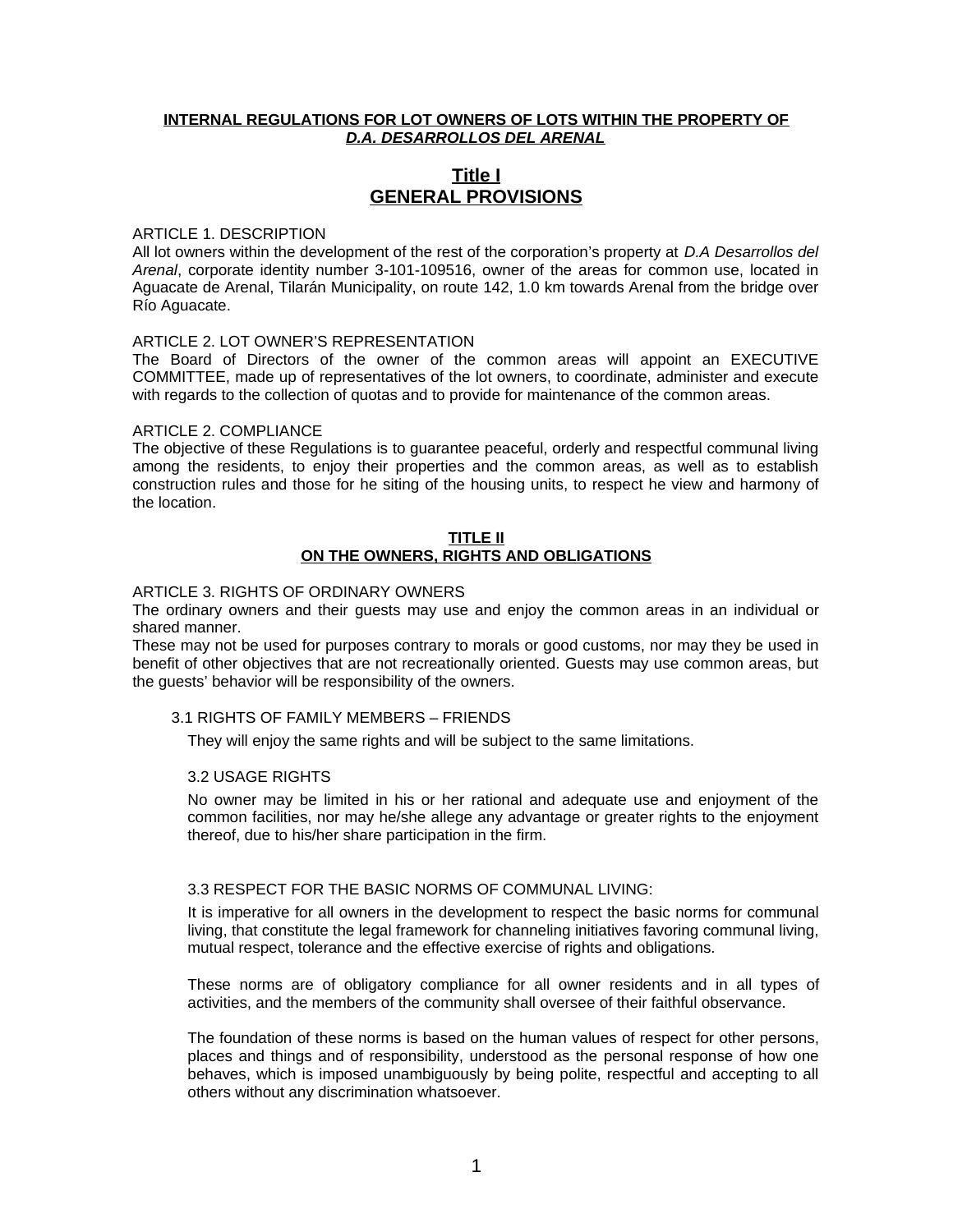**INTERNAL REGULATIONS FOR LOT OWNERS OF LOTS WITHIN THE PROPERTY OF *D.A. DESARROLLOS DEL ARENAL***

# Title I
# GENERAL PROVISIONS

ARTICLE 1. DESCRIPTION

All lot owners within the development of the rest of the corporation's property at *D.A Desarrollos del Arenal*, corporate identity number 3-101-109516, owner of the areas for common use, located in Aguacate de Arenal, Tilarán Municipality, on route 142, 1.0 km towards Arenal from the bridge over Río Aguacate.

ARTICLE 2. LOT OWNER'S REPRESENTATION

The Board of Directors of the owner of the common areas will appoint an EXECUTIVE COMMITTEE, made up of representatives of the lot owners, to coordinate, administer and execute with regards to the collection of quotas and to provide for maintenance of the common areas.

ARTICLE 2. COMPLIANCE

The objective of these Regulations is to guarantee peaceful, orderly and respectful communal living among the residents, to enjoy their properties and the common areas, as well as to establish construction rules and those for he siting of the housing units, to respect he view and harmony of the location.

## TITLE II
## ON THE OWNERS, RIGHTS AND OBLIGATIONS

ARTICLE 3. RIGHTS OF ORDINARY OWNERS

The ordinary owners and their guests may use and enjoy the common areas in an individual or shared manner.

These may not be used for purposes contrary to morals or good customs, nor may they be used in benefit of other objectives that are not recreationally oriented. Guests may use common areas, but the guests' behavior will be responsibility of the owners.

3.1 RIGHTS OF FAMILY MEMBERS – FRIENDS

They will enjoy the same rights and will be subject to the same limitations.

3.2 USAGE RIGHTS

No owner may be limited in his or her rational and adequate use and enjoyment of the common facilities, nor may he/she allege any advantage or greater rights to the enjoyment thereof, due to his/her share participation in the firm.

3.3 RESPECT FOR THE BASIC NORMS OF COMMUNAL LIVING:

It is imperative for all owners in the development to respect the basic norms for communal living, that constitute the legal framework for channeling initiatives favoring communal living, mutual respect, tolerance and the effective exercise of rights and obligations.

These norms are of obligatory compliance for all owner residents and in all types of activities, and the members of the community shall oversee of their faithful observance.

The foundation of these norms is based on the human values of respect for other persons, places and things and of responsibility, understood as the personal response of how one behaves, which is imposed unambiguously by being polite, respectful and accepting to all others without any discrimination whatsoever.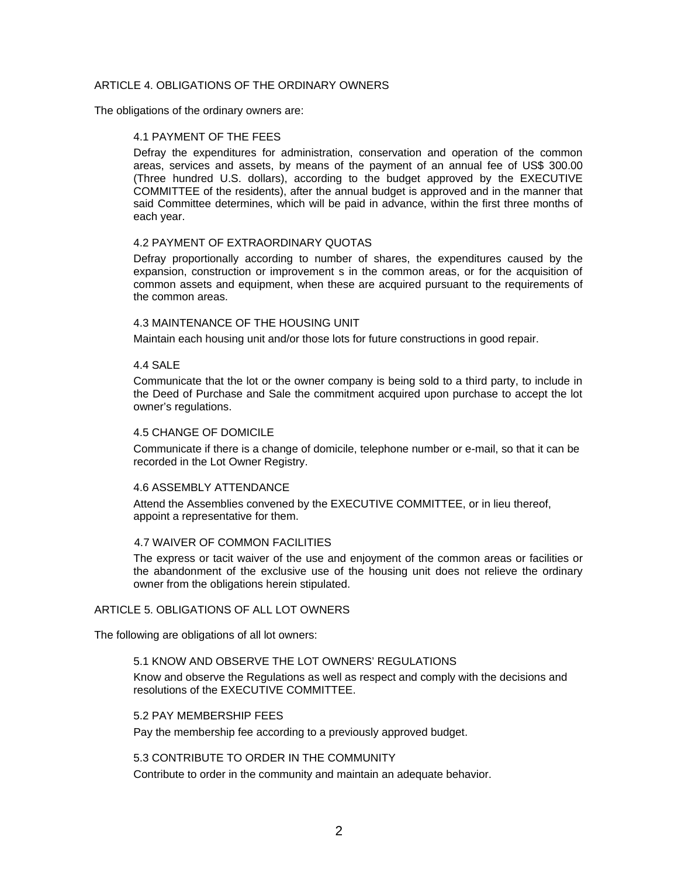## ARTICLE 4. OBLIGATIONS OF THE ORDINARY OWNERS

The obligations of the ordinary owners are:

### 4.1 PAYMENT OF THE FEES

Defray the expenditures for administration, conservation and operation of the common areas, services and assets, by means of the payment of an annual fee of US$ 300.00 (Three hundred U.S. dollars), according to the budget approved by the EXECUTIVE COMMITTEE of the residents), after the annual budget is approved and in the manner that said Committee determines, which will be paid in advance, within the first three months of each year.

### 4.2 PAYMENT OF EXTRAORDINARY QUOTAS

Defray proportionally according to number of shares, the expenditures caused by the expansion, construction or improvement s in the common areas, or for the acquisition of common assets and equipment, when these are acquired pursuant to the requirements of the common areas.

### 4.3 MAINTENANCE OF THE HOUSING UNIT

Maintain each housing unit and/or those lots for future constructions in good repair.

### 4.4 SALE

Communicate that the lot or the owner company is being sold to a third party, to include in the Deed of Purchase and Sale the commitment acquired upon purchase to accept the lot owner's regulations.

### 4.5 CHANGE OF DOMICILE

Communicate if there is a change of domicile, telephone number or e-mail, so that it can be recorded in the Lot Owner Registry.

### 4.6 ASSEMBLY ATTENDANCE

Attend the Assemblies convened by the EXECUTIVE COMMITTEE, or in lieu thereof, appoint a representative for them.

### 4.7 WAIVER OF COMMON FACILITIES

The express or tacit waiver of the use and enjoyment of the common areas or facilities or the abandonment of the exclusive use of the housing unit does not relieve the ordinary owner from the obligations herein stipulated.

## ARTICLE 5. OBLIGATIONS OF ALL LOT OWNERS

The following are obligations of all lot owners:

### 5.1 KNOW AND OBSERVE THE LOT OWNERS' REGULATIONS

Know and observe the Regulations as well as respect and comply with the decisions and resolutions of the EXECUTIVE COMMITTEE.

### 5.2 PAY MEMBERSHIP FEES

Pay the membership fee according to a previously approved budget.

### 5.3 CONTRIBUTE TO ORDER IN THE COMMUNITY

Contribute to order in the community and maintain an adequate behavior.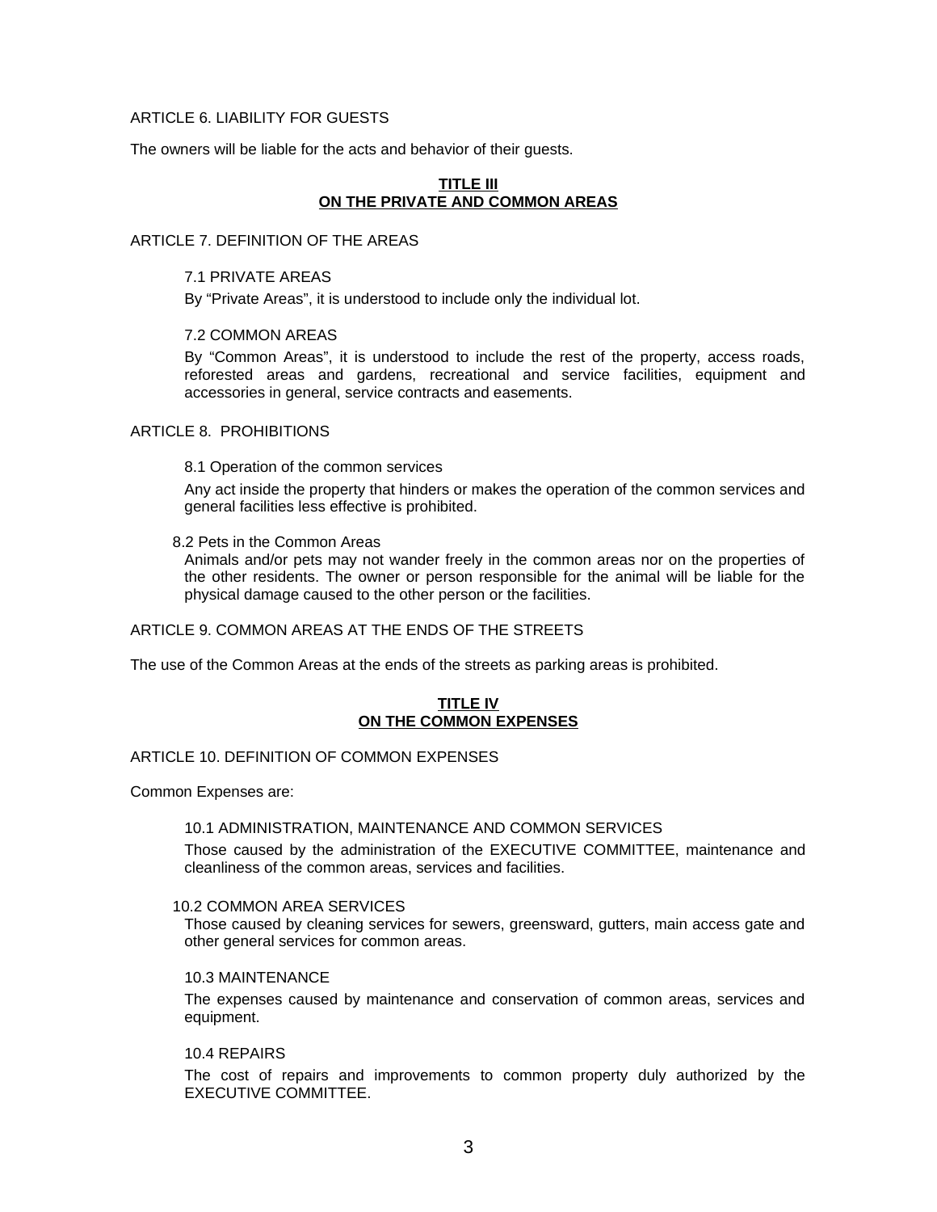ARTICLE 6. LIABILITY FOR GUESTS

The owners will be liable for the acts and behavior of their guests.

## TITLE III
## ON THE PRIVATE AND COMMON AREAS

ARTICLE 7. DEFINITION OF THE AREAS

7.1 PRIVATE AREAS

By "Private Areas", it is understood to include only the individual lot.

7.2 COMMON AREAS

By "Common Areas", it is understood to include the rest of the property, access roads, reforested areas and gardens, recreational and service facilities, equipment and accessories in general, service contracts and easements.

ARTICLE 8. PROHIBITIONS

8.1 Operation of the common services

Any act inside the property that hinders or makes the operation of the common services and general facilities less effective is prohibited.

8.2 Pets in the Common Areas

Animals and/or pets may not wander freely in the common areas nor on the properties of the other residents. The owner or person responsible for the animal will be liable for the physical damage caused to the other person or the facilities.

ARTICLE 9. COMMON AREAS AT THE ENDS OF THE STREETS

The use of the Common Areas at the ends of the streets as parking areas is prohibited.

## TITLE IV
## ON THE COMMON EXPENSES

ARTICLE 10. DEFINITION OF COMMON EXPENSES

Common Expenses are:

10.1 ADMINISTRATION, MAINTENANCE AND COMMON SERVICES

Those caused by the administration of the EXECUTIVE COMMITTEE, maintenance and cleanliness of the common areas, services and facilities.

10.2 COMMON AREA SERVICES

Those caused by cleaning services for sewers, greensward, gutters, main access gate and other general services for common areas.

10.3 MAINTENANCE

The expenses caused by maintenance and conservation of common areas, services and equipment.

10.4 REPAIRS

The cost of repairs and improvements to common property duly authorized by the EXECUTIVE COMMITTEE.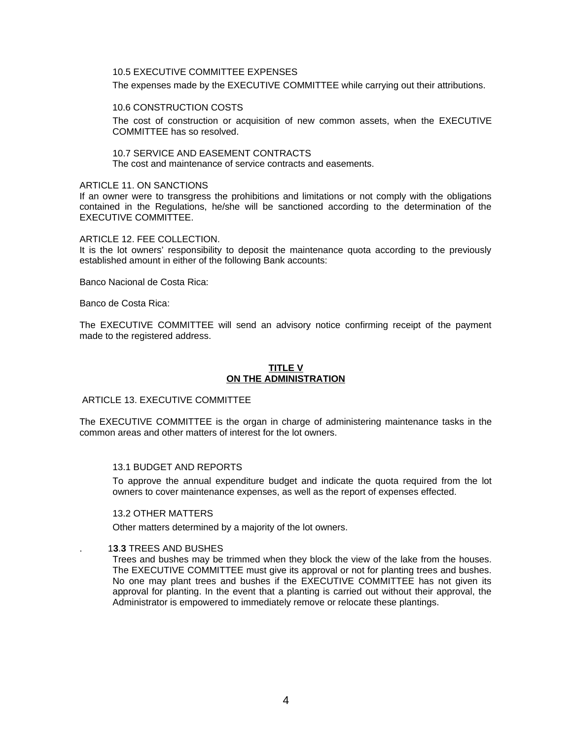10.5 EXECUTIVE COMMITTEE EXPENSES

The expenses made by the EXECUTIVE COMMITTEE while carrying out their attributions.

10.6 CONSTRUCTION COSTS

The cost of construction or acquisition of new common assets, when the EXECUTIVE COMMITTEE has so resolved.

10.7 SERVICE AND EASEMENT CONTRACTS

The cost and maintenance of service contracts and easements.

ARTICLE 11. ON SANCTIONS

If an owner were to transgress the prohibitions and limitations or not comply with the obligations contained in the Regulations, he/she will be sanctioned according to the determination of the EXECUTIVE COMMITTEE.

ARTICLE 12. FEE COLLECTION.

It is the lot owners' responsibility to deposit the maintenance quota according to the previously established amount in either of the following Bank accounts:

Banco Nacional de Costa Rica:

Banco de Costa Rica:

The EXECUTIVE COMMITTEE will send an advisory notice confirming receipt of the payment made to the registered address.

## TITLE V
## ON THE ADMINISTRATION

ARTICLE 13. EXECUTIVE COMMITTEE

The EXECUTIVE COMMITTEE is the organ in charge of administering maintenance tasks in the common areas and other matters of interest for the lot owners.

13.1 BUDGET AND REPORTS

To approve the annual expenditure budget and indicate the quota required from the lot owners to cover maintenance expenses, as well as the report of expenses effected.

13.2 OTHER MATTERS

Other matters determined by a majority of the lot owners.

. 1**3.3** TREES AND BUSHES

Trees and bushes may be trimmed when they block the view of the lake from the houses. The EXECUTIVE COMMITTEE must give its approval or not for planting trees and bushes. No one may plant trees and bushes if the EXECUTIVE COMMITTEE has not given its approval for planting. In the event that a planting is carried out without their approval, the Administrator is empowered to immediately remove or relocate these plantings.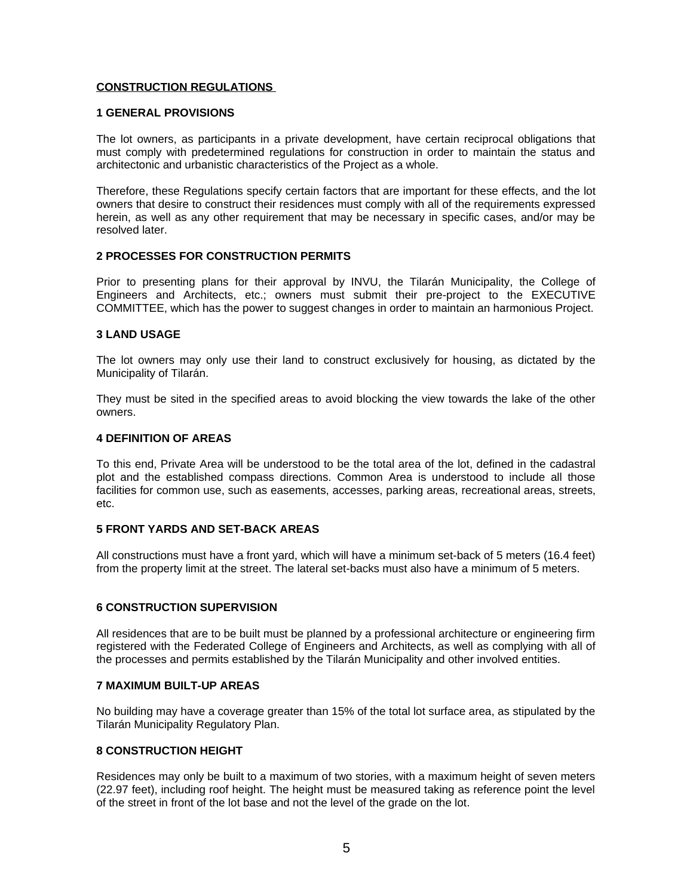## CONSTRUCTION REGULATIONS

### 1 GENERAL PROVISIONS

The lot owners, as participants in a private development, have certain reciprocal obligations that must comply with predetermined regulations for construction in order to maintain the status and architectonic and urbanistic characteristics of the Project as a whole.

Therefore, these Regulations specify certain factors that are important for these effects, and the lot owners that desire to construct their residences must comply with all of the requirements expressed herein, as well as any other requirement that may be necessary in specific cases, and/or may be resolved later.

### 2 PROCESSES FOR CONSTRUCTION PERMITS

Prior to presenting plans for their approval by INVU, the Tilarán Municipality, the College of Engineers and Architects, etc.; owners must submit their pre-project to the EXECUTIVE COMMITTEE, which has the power to suggest changes in order to maintain an harmonious Project.

### 3 LAND USAGE

The lot owners may only use their land to construct exclusively for housing, as dictated by the Municipality of Tilarán.

They must be sited in the specified areas to avoid blocking the view towards the lake of the other owners.

### 4 DEFINITION OF AREAS

To this end, Private Area will be understood to be the total area of the lot, defined in the cadastral plot and the established compass directions. Common Area is understood to include all those facilities for common use, such as easements, accesses, parking areas, recreational areas, streets, etc.

### 5 FRONT YARDS AND SET-BACK AREAS

All constructions must have a front yard, which will have a minimum set-back of 5 meters (16.4 feet) from the property limit at the street. The lateral set-backs must also have a minimum of 5 meters.

### 6 CONSTRUCTION SUPERVISION

All residences that are to be built must be planned by a professional architecture or engineering firm registered with the Federated College of Engineers and Architects, as well as complying with all of the processes and permits established by the Tilarán Municipality and other involved entities.

### 7 MAXIMUM BUILT-UP AREAS

No building may have a coverage greater than 15% of the total lot surface area, as stipulated by the Tilarán Municipality Regulatory Plan.

### 8 CONSTRUCTION HEIGHT

Residences may only be built to a maximum of two stories, with a maximum height of seven meters (22.97 feet), including roof height. The height must be measured taking as reference point the level of the street in front of the lot base and not the level of the grade on the lot.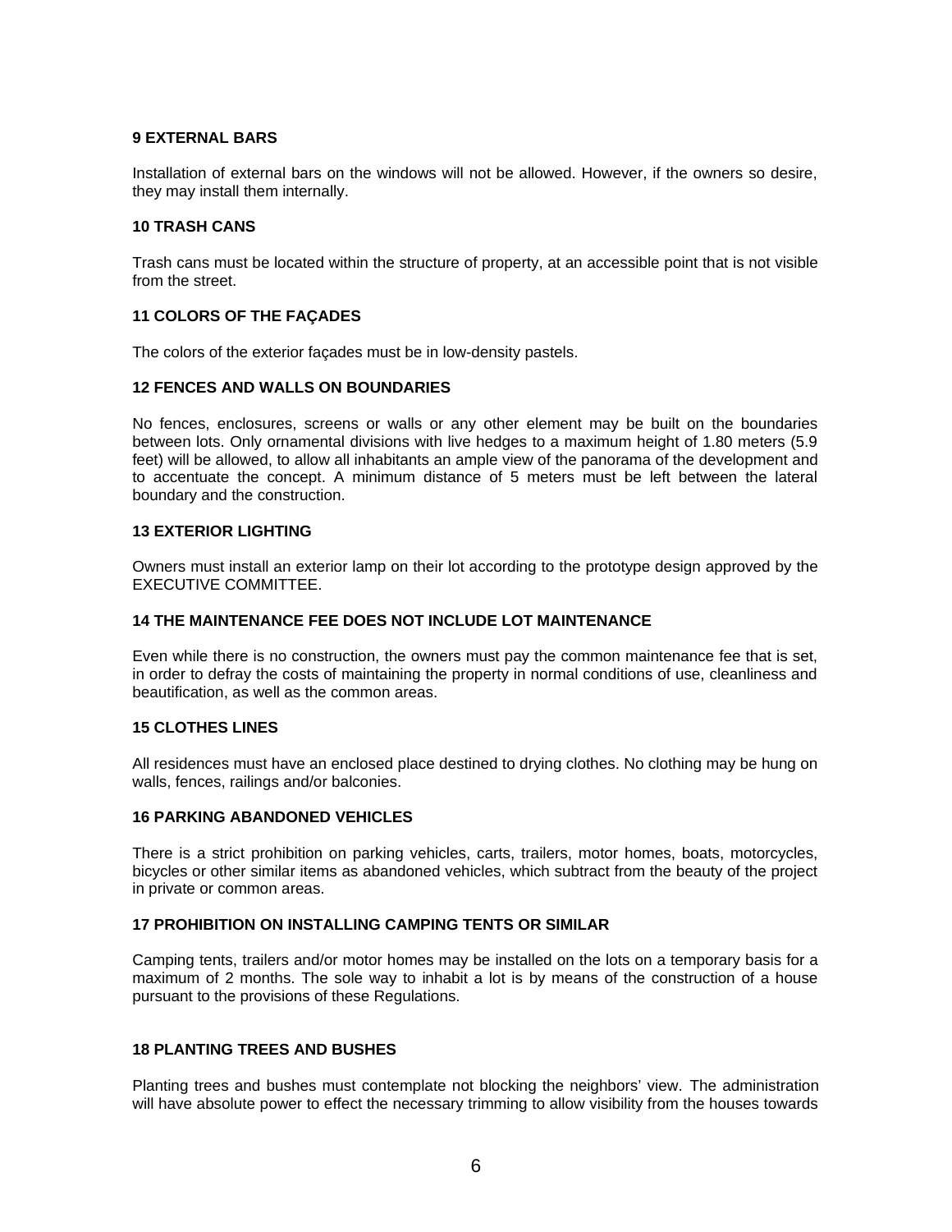**9 EXTERNAL BARS**

Installation of external bars on the windows will not be allowed. However, if the owners so desire, they may install them internally.

**10 TRASH CANS**

Trash cans must be located within the structure of property, at an accessible point that is not visible from the street.

**11 COLORS OF THE FAÇADES**

The colors of the exterior façades must be in low-density pastels.

**12 FENCES AND WALLS ON BOUNDARIES**

No fences, enclosures, screens or walls or any other element may be built on the boundaries between lots. Only ornamental divisions with live hedges to a maximum height of 1.80 meters (5.9 feet) will be allowed, to allow all inhabitants an ample view of the panorama of the development and to accentuate the concept. A minimum distance of 5 meters must be left between the lateral boundary and the construction.

**13 EXTERIOR LIGHTING**

Owners must install an exterior lamp on their lot according to the prototype design approved by the EXECUTIVE COMMITTEE.

**14 THE MAINTENANCE FEE DOES NOT INCLUDE LOT MAINTENANCE**

Even while there is no construction, the owners must pay the common maintenance fee that is set, in order to defray the costs of maintaining the property in normal conditions of use, cleanliness and beautification, as well as the common areas.

**15 CLOTHES LINES**

All residences must have an enclosed place destined to drying clothes. No clothing may be hung on walls, fences, railings and/or balconies.

**16 PARKING ABANDONED VEHICLES**

There is a strict prohibition on parking vehicles, carts, trailers, motor homes, boats, motorcycles, bicycles or other similar items as abandoned vehicles, which subtract from the beauty of the project in private or common areas.

**17 PROHIBITION ON INSTALLING CAMPING TENTS OR SIMILAR**

Camping tents, trailers and/or motor homes may be installed on the lots on a temporary basis for a maximum of 2 months. The sole way to inhabit a lot is by means of the construction of a house pursuant to the provisions of these Regulations.

**18 PLANTING TREES AND BUSHES**

Planting trees and bushes must contemplate not blocking the neighbors' view. The administration will have absolute power to effect the necessary trimming to allow visibility from the houses towards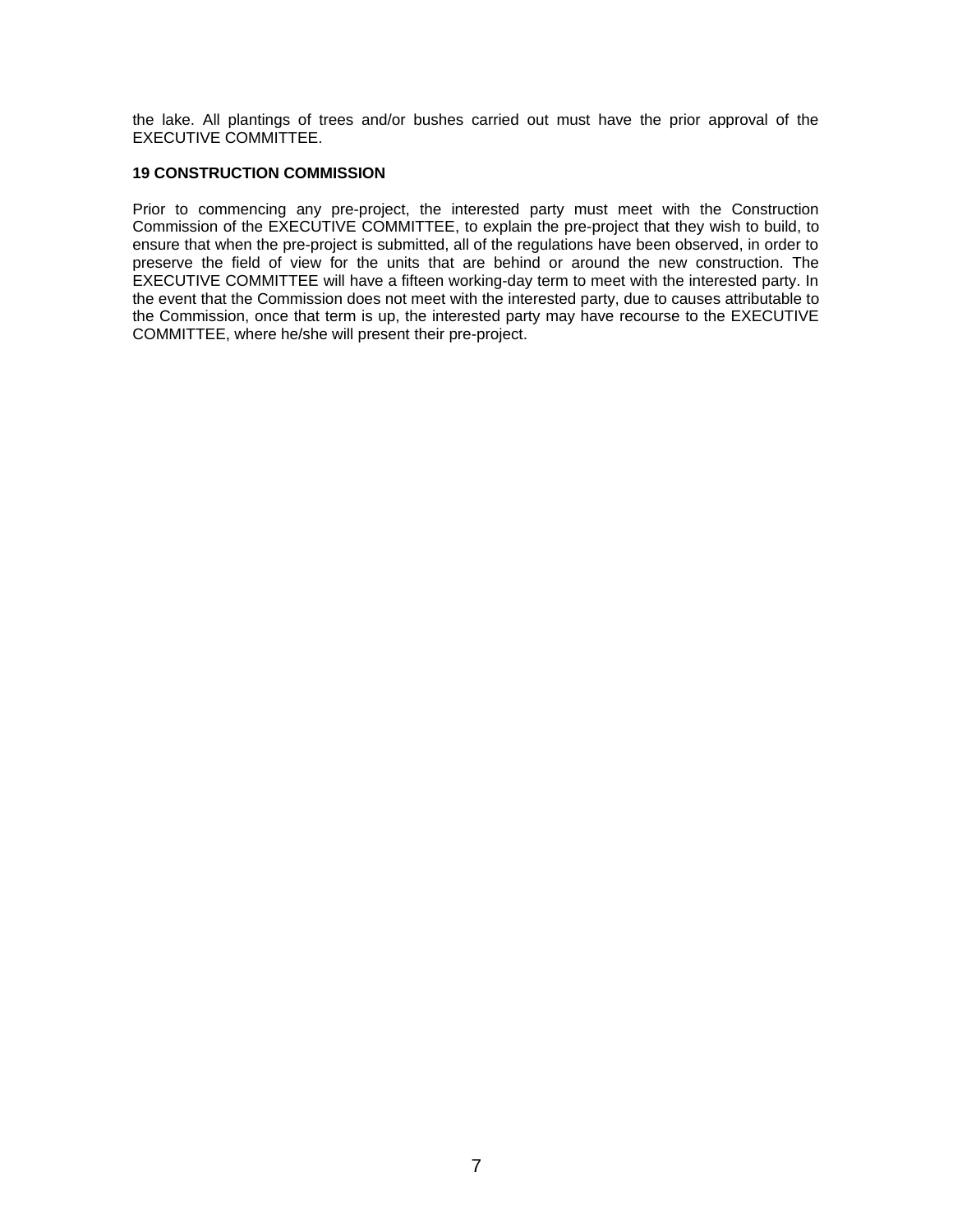the lake. All plantings of trees and/or bushes carried out must have the prior approval of the EXECUTIVE COMMITTEE.

**19 CONSTRUCTION COMMISSION**

Prior to commencing any pre-project, the interested party must meet with the Construction Commission of the EXECUTIVE COMMITTEE, to explain the pre-project that they wish to build, to ensure that when the pre-project is submitted, all of the regulations have been observed, in order to preserve the field of view for the units that are behind or around the new construction. The EXECUTIVE COMMITTEE will have a fifteen working-day term to meet with the interested party. In the event that the Commission does not meet with the interested party, due to causes attributable to the Commission, once that term is up, the interested party may have recourse to the EXECUTIVE COMMITTEE, where he/she will present their pre-project.